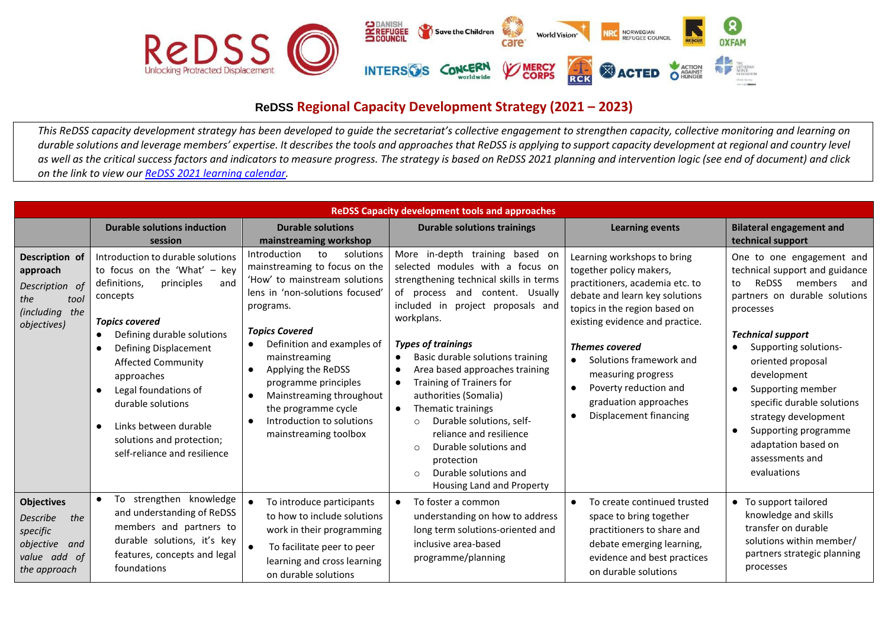# ReDSS Regional Capacity Development Strategy (2021 – 2023)

*This ReDSS capacity development strategy has been developed to guide the secretariat's collective engagement to strengthen capacity, collective monitoring and learning on durable solutions and leverage members' expertise. It describes the tools and approaches that ReDSS is applying to support capacity development at regional and country level as well as the critical success factors and indicators to measure progress. The strategy is based on ReDSS 2021 planning and intervention logic (see end of document) and click on the link to view our [ReDSS 2021 learning calendar](#).*

| ReDSS Capacity development tools and approaches | | | | | |
|---|---|---|---|---|---|
| | **Durable solutions induction session** | **Durable solutions mainstreaming workshop** | **Durable solutions trainings** | **Learning events** | **Bilateral engagement and technical support** |
| **Description of approach** *Description of the tool (including the objectives)* | Introduction to durable solutions to focus on the 'What' – key definitions, principles and concepts<br><br>***Topics covered***<br>● Defining durable solutions<br>● Defining Displacement Affected Community approaches<br>● Legal foundations of durable solutions<br>● Links between durable solutions and protection; self-reliance and resilience | Introduction to solutions mainstreaming to focus on the 'How' to mainstream solutions lens in 'non-solutions focused' programs.<br><br>***Topics Covered***<br>● Definition and examples of mainstreaming<br>● Applying the ReDSS programme principles<br>● Mainstreaming throughout the programme cycle<br>● Introduction to solutions mainstreaming toolbox | More in-depth training based on selected modules with a focus on strengthening technical skills in terms of process and content. Usually included in project proposals and workplans.<br><br>***Types of trainings***<br>● Basic durable solutions training<br>● Area based approaches training<br>● Training of Trainers for authorities (Somalia)<br>● Thematic trainings<br>○ Durable solutions, self-reliance and resilience<br>○ Durable Solutions and protection<br>○ Durable solutions and Housing Land and Property | Learning workshops to bring together policy makers, practitioners, academia etc. to debate and learn key solutions topics in the region based on existing evidence and practice.<br><br>***Themes covered***<br>● Solutions framework and measuring progress<br>● Poverty reduction and graduation approaches<br>● Displacement financing | One to one engagement and technical support and guidance to ReDSS members and partners on durable solutions processes<br><br>***Technical support***<br>● Supporting solutions-oriented proposal development<br>● Supporting member specific durable solutions strategy development<br>● Supporting programme adaptation based on assessments and evaluations |
| **Objectives** *Describe the specific objective and value add of the approach* | ● To strengthen knowledge and understanding of ReDSS members and partners to durable solutions, it's key features, concepts and legal foundations | ● To introduce participants to how to include solutions work in their programming<br>● To facilitate peer to peer learning and cross learning on durable solutions | ● To foster a common understanding on how to address long term solutions-oriented and inclusive area-based programme/planning | ● To create continued trusted space to bring together practitioners to share and debate emerging learning, evidence and best practices on durable solutions | ● To support tailored knowledge and skills transfer on durable solutions within member/ partners strategic planning processes |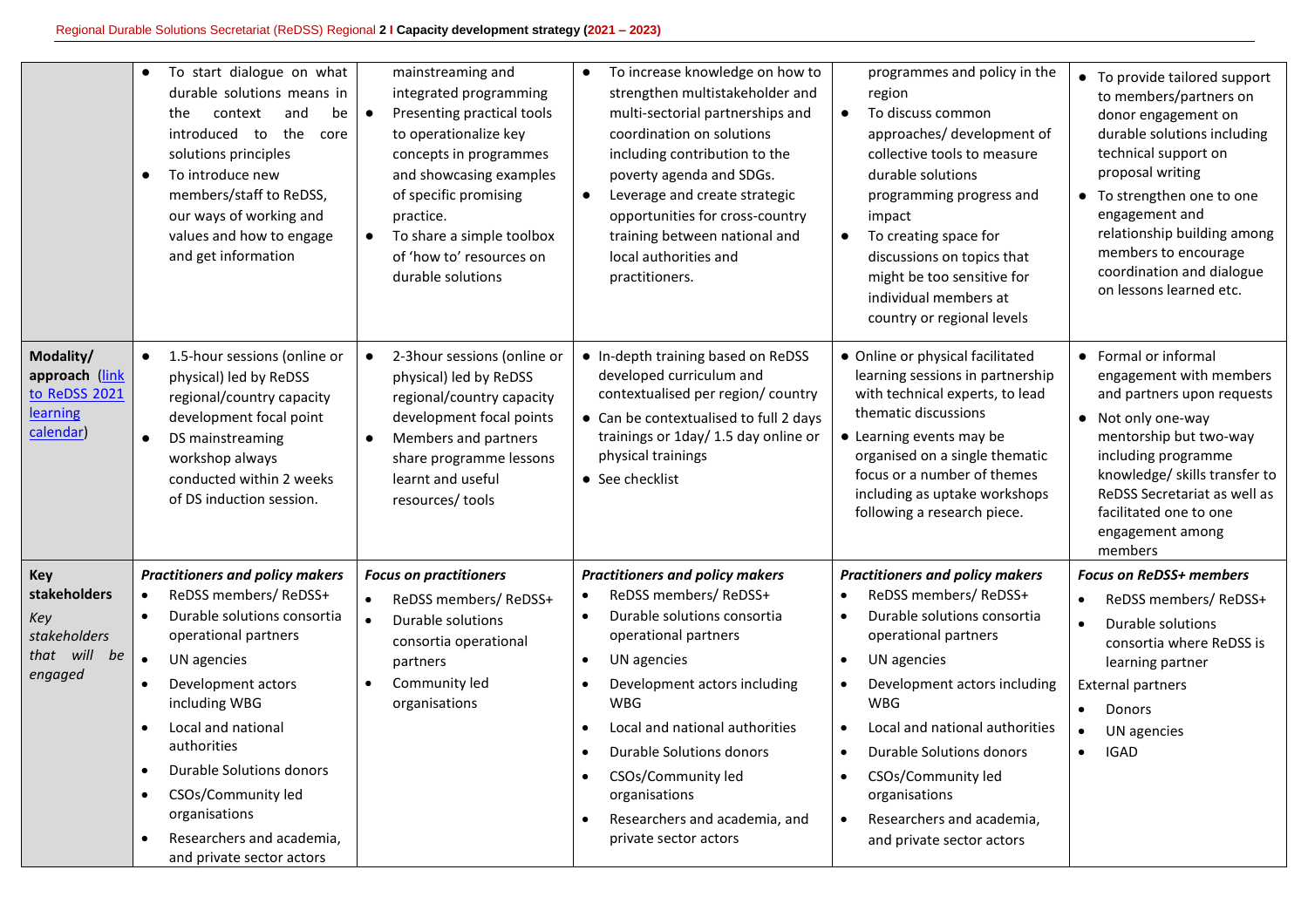| | | | | | |
|---|---|---|---|---|---|
| | • To start dialogue on what durable solutions means in the context and be introduced to the core solutions principles<br>• To introduce new members/staff to ReDSS, our ways of working and values and how to engage and get information | mainstreaming and integrated programming<br>• Presenting practical tools to operationalize key concepts in programmes and showcasing examples of specific promising practice.<br>• To share a simple toolbox of 'how to' resources on durable solutions | • To increase knowledge on how to strengthen multistakeholder and multi-sectorial partnerships and coordination on solutions including contribution to the poverty agenda and SDGs.<br>• Leverage and create strategic opportunities for cross-country training between national and local authorities and practitioners. | programmes and policy in the region<br>• To discuss common approaches/ development of collective tools to measure durable solutions programming progress and impact<br>• To creating space for discussions on topics that might be too sensitive for individual members at country or regional levels | • To provide tailored support to members/partners on donor engagement on durable solutions including technical support on proposal writing<br>• To strengthen one to one engagement and relationship building among members to encourage coordination and dialogue on lessons learned etc. |
| **Modality/ approach** ([link to ReDSS 2021 learning calendar]) | • 1.5-hour sessions (online or physical) led by ReDSS regional/country capacity development focal point<br>• DS mainstreaming workshop always conducted within 2 weeks of DS induction session. | • 2-3hour sessions (online or physical) led by ReDSS regional/country capacity development focal points<br>• Members and partners share programme lessons learnt and useful resources/ tools | • In-depth training based on ReDSS developed curriculum and contextualised per region/ country<br>• Can be contextualised to full 2 days trainings or 1day/ 1.5 day online or physical trainings<br>• See checklist | • Online or physical facilitated learning sessions in partnership with technical experts, to lead thematic discussions<br>• Learning events may be organised on a single thematic focus or a number of themes including as uptake workshops following a research piece. | • Formal or informal engagement with members and partners upon requests<br>• Not only one-way mentorship but two-way including programme knowledge/ skills transfer to ReDSS Secretariat as well as facilitated one to one engagement among members |
| **Key stakeholders**<br>*Key stakeholders that will be engaged* | ***Practitioners and policy makers***<br>• ReDSS members/ ReDSS+<br>• Durable solutions consortia operational partners<br>• UN agencies<br>• Development actors including WBG<br>• Local and national authorities<br>• Durable Solutions donors<br>• CSOs/Community led organisations<br>• Researchers and academia, and private sector actors | ***Focus on practitioners***<br>• ReDSS members/ ReDSS+<br>• Durable solutions consortia operational partners<br>• Community led organisations | ***Practitioners and policy makers***<br>• ReDSS members/ ReDSS+<br>• Durable solutions consortia operational partners<br>• UN agencies<br>• Development actors including WBG<br>• Local and national authorities<br>• Durable Solutions donors<br>• CSOs/Community led organisations<br>• Researchers and academia, and private sector actors | ***Practitioners and policy makers***<br>• ReDSS members/ ReDSS+<br>• Durable solutions consortia operational partners<br>• UN agencies<br>• Development actors including WBG<br>• Local and national authorities<br>• Durable Solutions donors<br>• CSOs/Community led organisations<br>• Researchers and academia, and private sector actors | ***Focus on ReDSS+ members***<br>• ReDSS members/ ReDSS+<br>• Durable solutions consortia where ReDSS is learning partner<br>External partners<br>• Donors<br>• UN agencies<br>• IGAD |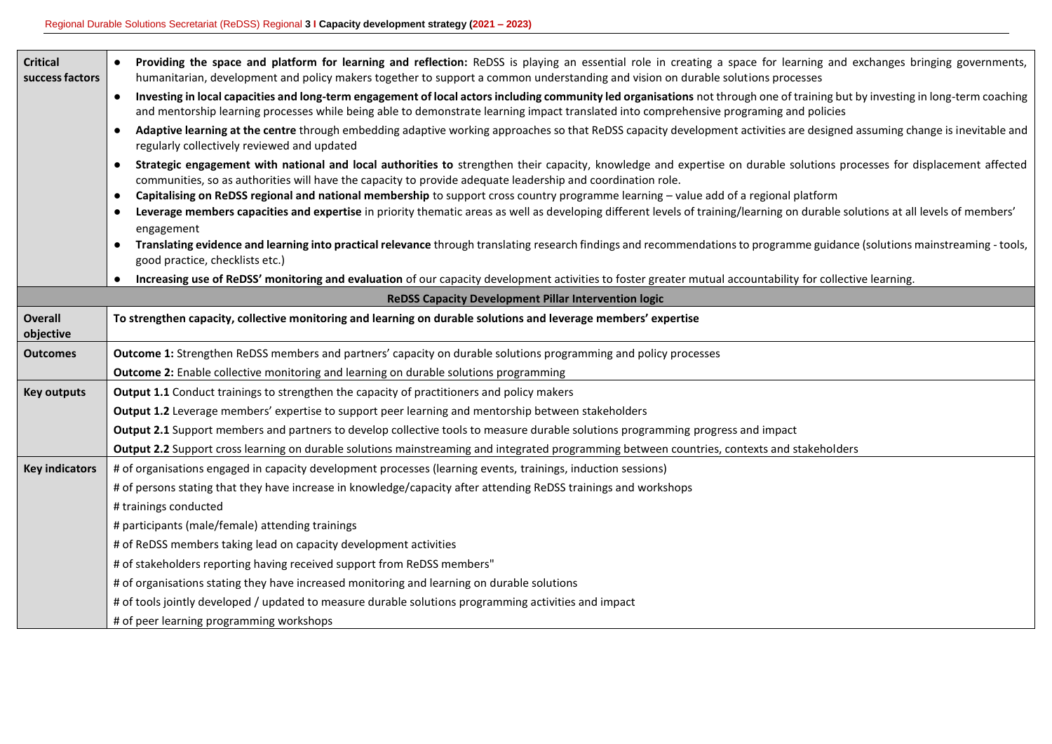| | |
|---|---|
| **Critical success factors** | • **Providing the space and platform for learning and reflection:** ReDSS is playing an essential role in creating a space for learning and exchanges bringing governments, humanitarian, development and policy makers together to support a common understanding and vision on durable solutions processes<br>• **Investing in local capacities and long-term engagement of local actors including community led organisations** not through one of training but by investing in long-term coaching and mentorship learning processes while being able to demonstrate learning impact translated into comprehensive programing and policies<br>• **Adaptive learning at the centre** through embedding adaptive working approaches so that ReDSS capacity development activities are designed assuming change is inevitable and regularly collectively reviewed and updated<br>• **Strategic engagement with national and local authorities to** strengthen their capacity, knowledge and expertise on durable solutions processes for displacement affected communities, so as authorities will have the capacity to provide adequate leadership and coordination role.<br>• **Capitalising on ReDSS regional and national membership** to support cross country programme learning – value add of a regional platform<br>• **Leverage members capacities and expertise** in priority thematic areas as well as developing different levels of training/learning on durable solutions at all levels of members' engagement<br>• **Translating evidence and learning into practical relevance** through translating research findings and recommendations to programme guidance (solutions mainstreaming - tools, good practice, checklists etc.)<br>• **Increasing use of ReDSS' monitoring and evaluation** of our capacity development activities to foster greater mutual accountability for collective learning. |
| **ReDSS Capacity Development Pillar Intervention logic** | |
| **Overall objective** | **To strengthen capacity, collective monitoring and learning on durable solutions and leverage members' expertise** |
| **Outcomes** | **Outcome 1:** Strengthen ReDSS members and partners' capacity on durable solutions programming and policy processes |
| | **Outcome 2:** Enable collective monitoring and learning on durable solutions programming |
| **Key outputs** | **Output 1.1** Conduct trainings to strengthen the capacity of practitioners and policy makers |
| | **Output 1.2** Leverage members' expertise to support peer learning and mentorship between stakeholders |
| | **Output 2.1** Support members and partners to develop collective tools to measure durable solutions programming progress and impact |
| | **Output 2.2** Support cross learning on durable solutions mainstreaming and integrated programming between countries, contexts and stakeholders |
| **Key indicators** | # of organisations engaged in capacity development processes (learning events, trainings, induction sessions) |
| | # of persons stating that they have increase in knowledge/capacity after attending ReDSS trainings and workshops |
| | # trainings conducted |
| | # participants (male/female) attending trainings |
| | # of ReDSS members taking lead on capacity development activities |
| | # of stakeholders reporting having received support from ReDSS members" |
| | # of organisations stating they have increased monitoring and learning on durable solutions |
| | # of tools jointly developed / updated to measure durable solutions programming activities and impact |
| | # of peer learning programming workshops |